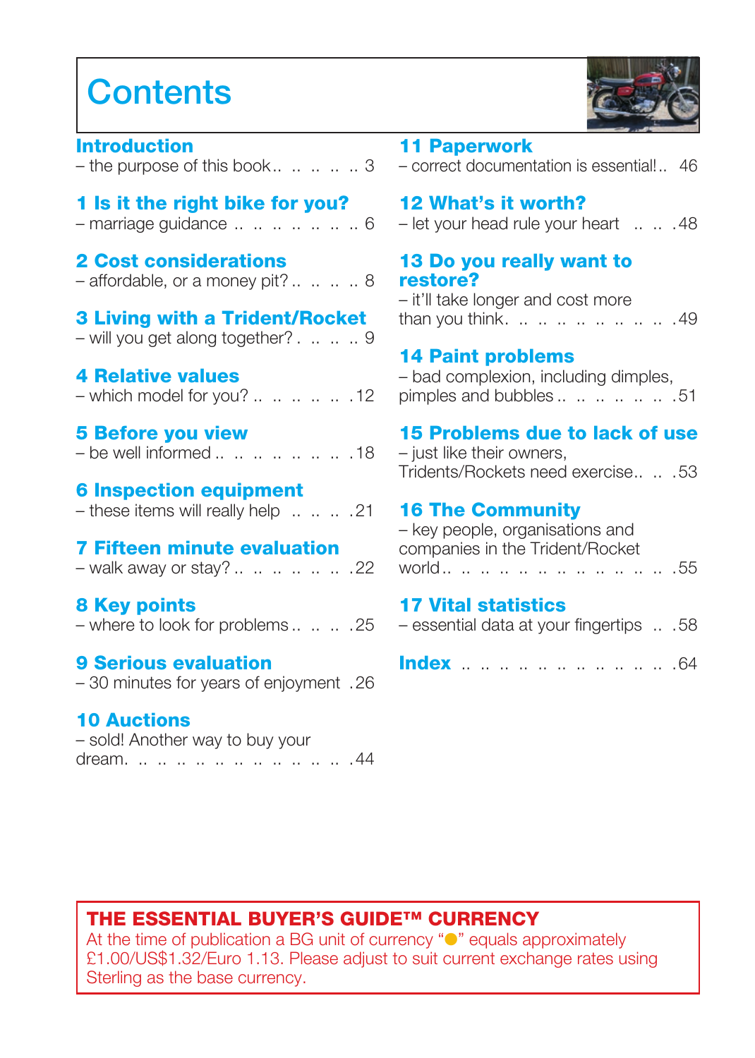# Contents

**Introduction**
– the purpose of this book . . . . . . 3

**1 Is it the right bike for you?**
– marriage guidance . . . . . . . . 6

**2 Cost considerations**
– affordable, or a money pit? . . . . . 8

**3 Living with a Trident/Rocket**
– will you get along together? . . . . . 9

**4 Relative values**
– which model for you? . . . . . . . 12

**5 Before you view**
– be well informed . . . . . . . . . 18

**6 Inspection equipment**
– these items will really help . . . . 21

**7 Fifteen minute evaluation**
– walk away or stay? . . . . . . . . 22

**8 Key points**
– where to look for problems . . . . 25

**9 Serious evaluation**
– 30 minutes for years of enjoyment . 26

**10 Auctions**
– sold! Another way to buy your dream. . . . . . . . . . . . . . 44

**11 Paperwork**
– correct documentation is essential! . . 46

**12 What's it worth?**
– let your head rule your heart . . . 48

**13 Do you really want to restore?**
– it'll take longer and cost more than you think. . . . . . . . . . . 49

**14 Paint problems**
– bad complexion, including dimples, pimples and bubbles . . . . . . . 51

**15 Problems due to lack of use**
– just like their owners, Tridents/Rockets need exercise. . . . 53

**16 The Community**
– key people, organisations and companies in the Trident/Rocket world . . . . . . . . . . . . . . 55

**17 Vital statistics**
– essential data at your fingertips . . 58

**Index** . . . . . . . . . . . . . . 64

**THE ESSENTIAL BUYER'S GUIDE™ CURRENCY**
At the time of publication a BG unit of currency "●" equals approximately £1.00/US$1.32/Euro 1.13. Please adjust to suit current exchange rates using Sterling as the base currency.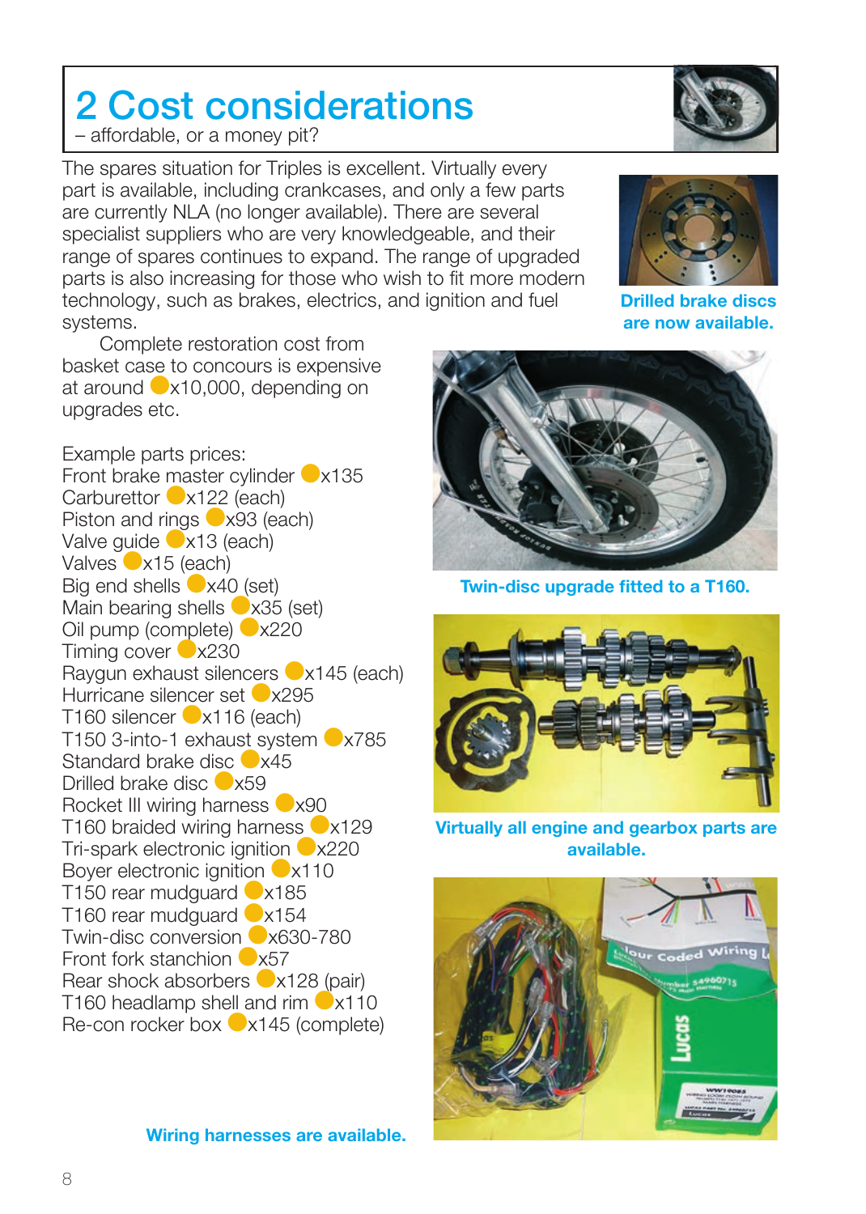# 2 Cost considerations

– affordable, or a money pit?

The spares situation for Triples is excellent. Virtually every part is available, including crankcases, and only a few parts are currently NLA (no longer available). There are several specialist suppliers who are very knowledgeable, and their range of spares continues to expand. The range of upgraded parts is also increasing for those who wish to fit more modern technology, such as brakes, electrics, and ignition and fuel systems.

Complete restoration cost from basket case to concours is expensive at around x10,000, depending on upgrades etc.

Example parts prices:
Front brake master cylinder x135
Carburettor x122 (each)
Piston and rings x93 (each)
Valve guide x13 (each)
Valves x15 (each)
Big end shells x40 (set)
Main bearing shells x35 (set)
Oil pump (complete) x220
Timing cover x230
Raygun exhaust silencers x145 (each)
Hurricane silencer set x295
T160 silencer x116 (each)
T150 3-into-1 exhaust system x785
Standard brake disc x45
Drilled brake disc x59
Rocket III wiring harness x90
T160 braided wiring harness x129
Tri-spark electronic ignition x220
Boyer electronic ignition x110
T150 rear mudguard x185
T160 rear mudguard x154
Twin-disc conversion x630-780
Front fork stanchion x57
Rear shock absorbers x128 (pair)
T160 headlamp shell and rim x110
Re-con rocker box x145 (complete)

**Drilled brake discs are now available.**

**Twin-disc upgrade fitted to a T160.**

**Virtually all engine and gearbox parts are available.**

**Wiring harnesses are available.**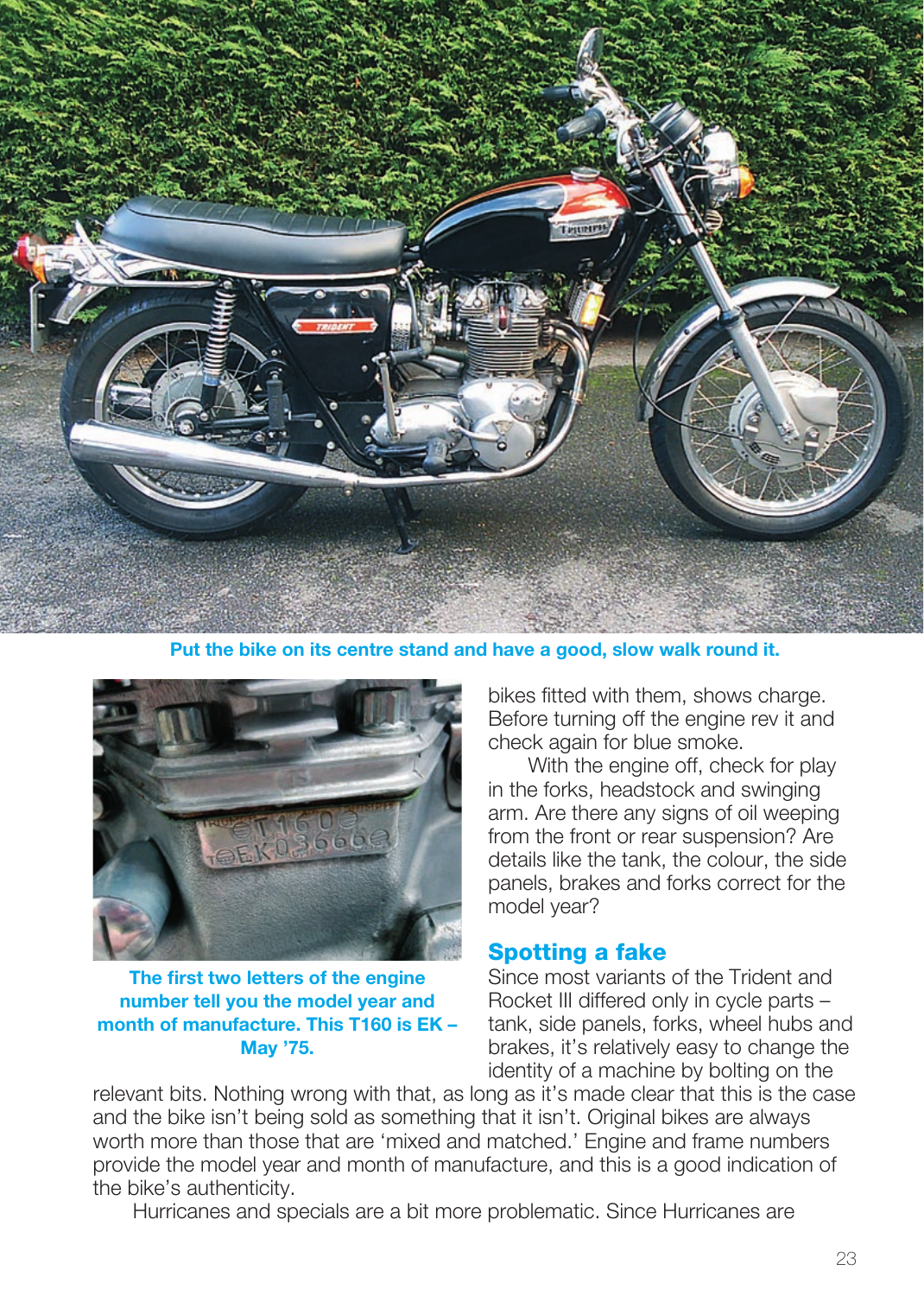Put the bike on its centre stand and have a good, slow walk round it.

The first two letters of the engine number tell you the model year and month of manufacture. This T160 is EK – May '75.

bikes fitted with them, shows charge. Before turning off the engine rev it and check again for blue smoke.

With the engine off, check for play in the forks, headstock and swinging arm. Are there any signs of oil weeping from the front or rear suspension? Are details like the tank, the colour, the side panels, brakes and forks correct for the model year?

## Spotting a fake

Since most variants of the Trident and Rocket III differed only in cycle parts – tank, side panels, forks, wheel hubs and brakes, it's relatively easy to change the identity of a machine by bolting on the relevant bits. Nothing wrong with that, as long as it's made clear that this is the case and the bike isn't being sold as something that it isn't. Original bikes are always worth more than those that are 'mixed and matched.' Engine and frame numbers provide the model year and month of manufacture, and this is a good indication of the bike's authenticity.

Hurricanes and specials are a bit more problematic. Since Hurricanes are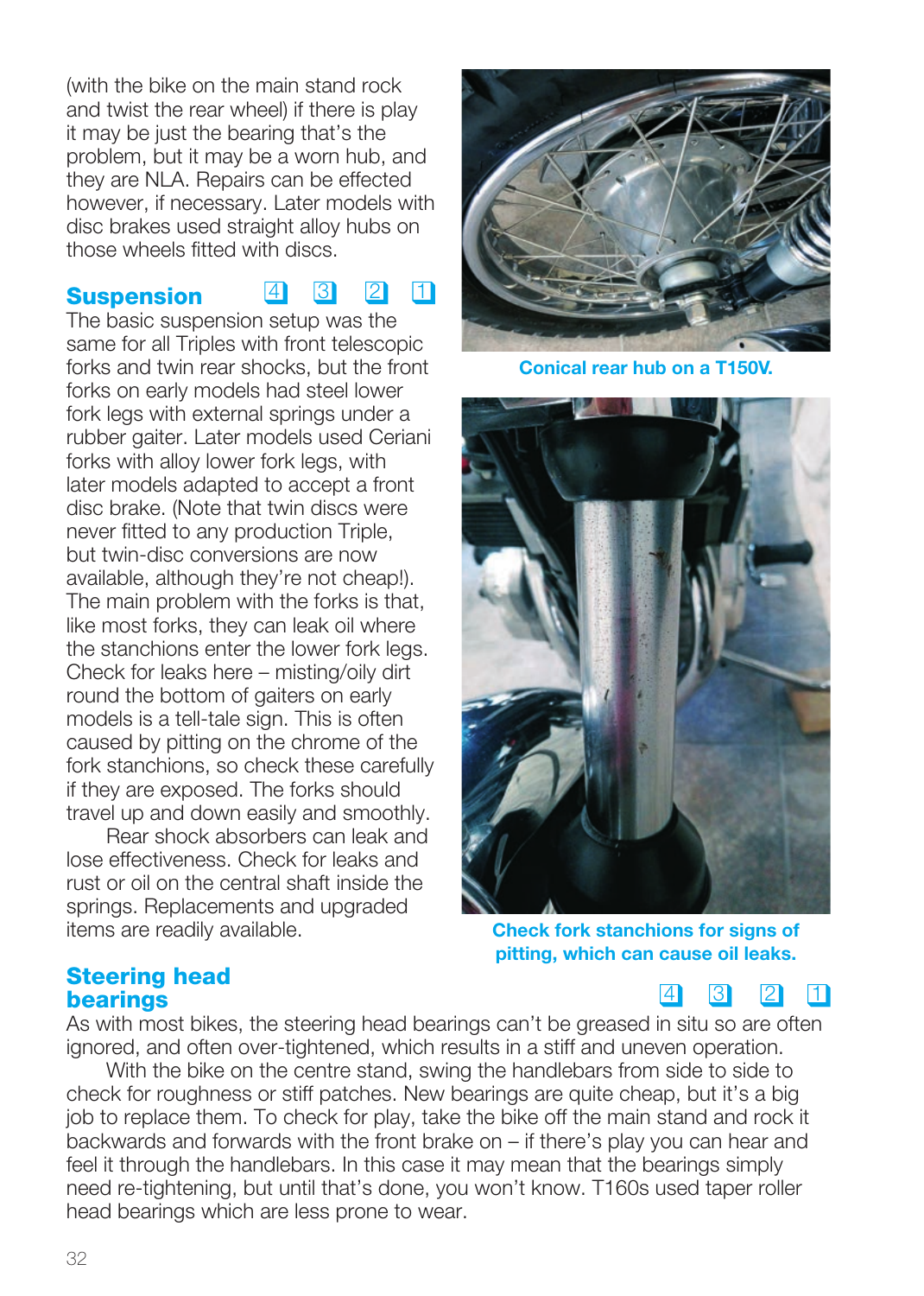(with the bike on the main stand rock and twist the rear wheel) if there is play it may be just the bearing that's the problem, but it may be a worn hub, and they are NLA. Repairs can be effected however, if necessary. Later models with disc brakes used straight alloy hubs on those wheels fitted with discs.

## Suspension

4 3 2 1

The basic suspension setup was the same for all Triples with front telescopic forks and twin rear shocks, but the front forks on early models had steel lower fork legs with external springs under a rubber gaiter. Later models used Ceriani forks with alloy lower fork legs, with later models adapted to accept a front disc brake. (Note that twin discs were never fitted to any production Triple, but twin-disc conversions are now available, although they're not cheap!). The main problem with the forks is that, like most forks, they can leak oil where the stanchions enter the lower fork legs. Check for leaks here – misting/oily dirt round the bottom of gaiters on early models is a tell-tale sign. This is often caused by pitting on the chrome of the fork stanchions, so check these carefully if they are exposed. The forks should travel up and down easily and smoothly.

Rear shock absorbers can leak and lose effectiveness. Check for leaks and rust or oil on the central shaft inside the springs. Replacements and upgraded items are readily available.

Conical rear hub on a T150V.

Check fork stanchions for signs of pitting, which can cause oil leaks.

## Steering head bearings

4 3 2 1

As with most bikes, the steering head bearings can't be greased in situ so are often ignored, and often over-tightened, which results in a stiff and uneven operation.

With the bike on the centre stand, swing the handlebars from side to side to check for roughness or stiff patches. New bearings are quite cheap, but it's a big job to replace them. To check for play, take the bike off the main stand and rock it backwards and forwards with the front brake on – if there's play you can hear and feel it through the handlebars. In this case it may mean that the bearings simply need re-tightening, but until that's done, you won't know. T160s used taper roller head bearings which are less prone to wear.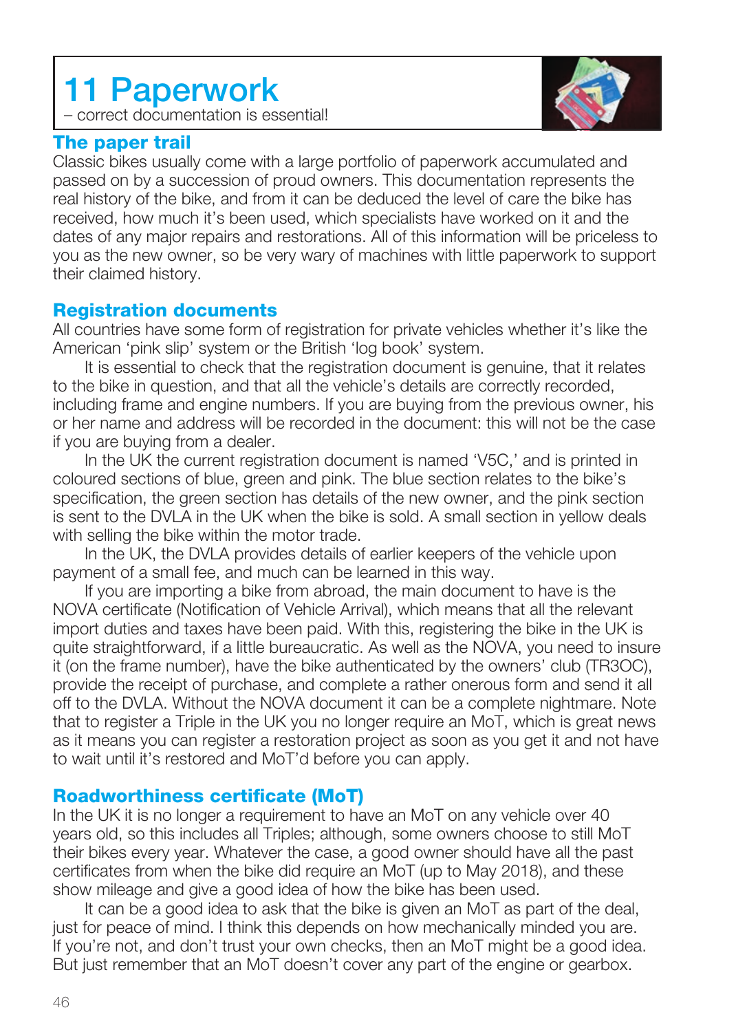# 11 Paperwork

– correct documentation is essential!

## The paper trail

Classic bikes usually come with a large portfolio of paperwork accumulated and passed on by a succession of proud owners. This documentation represents the real history of the bike, and from it can be deduced the level of care the bike has received, how much it's been used, which specialists have worked on it and the dates of any major repairs and restorations. All of this information will be priceless to you as the new owner, so be very wary of machines with little paperwork to support their claimed history.

## Registration documents

All countries have some form of registration for private vehicles whether it's like the American 'pink slip' system or the British 'log book' system.

It is essential to check that the registration document is genuine, that it relates to the bike in question, and that all the vehicle's details are correctly recorded, including frame and engine numbers. If you are buying from the previous owner, his or her name and address will be recorded in the document: this will not be the case if you are buying from a dealer.

In the UK the current registration document is named 'V5C,' and is printed in coloured sections of blue, green and pink. The blue section relates to the bike's specification, the green section has details of the new owner, and the pink section is sent to the DVLA in the UK when the bike is sold. A small section in yellow deals with selling the bike within the motor trade.

In the UK, the DVLA provides details of earlier keepers of the vehicle upon payment of a small fee, and much can be learned in this way.

If you are importing a bike from abroad, the main document to have is the NOVA certificate (Notification of Vehicle Arrival), which means that all the relevant import duties and taxes have been paid. With this, registering the bike in the UK is quite straightforward, if a little bureaucratic. As well as the NOVA, you need to insure it (on the frame number), have the bike authenticated by the owners' club (TR3OC), provide the receipt of purchase, and complete a rather onerous form and send it all off to the DVLA. Without the NOVA document it can be a complete nightmare. Note that to register a Triple in the UK you no longer require an MoT, which is great news as it means you can register a restoration project as soon as you get it and not have to wait until it's restored and MoT'd before you can apply.

## Roadworthiness certificate (MoT)

In the UK it is no longer a requirement to have an MoT on any vehicle over 40 years old, so this includes all Triples; although, some owners choose to still MoT their bikes every year. Whatever the case, a good owner should have all the past certificates from when the bike did require an MoT (up to May 2018), and these show mileage and give a good idea of how the bike has been used.

It can be a good idea to ask that the bike is given an MoT as part of the deal, just for peace of mind. I think this depends on how mechanically minded you are. If you're not, and don't trust your own checks, then an MoT might be a good idea. But just remember that an MoT doesn't cover any part of the engine or gearbox.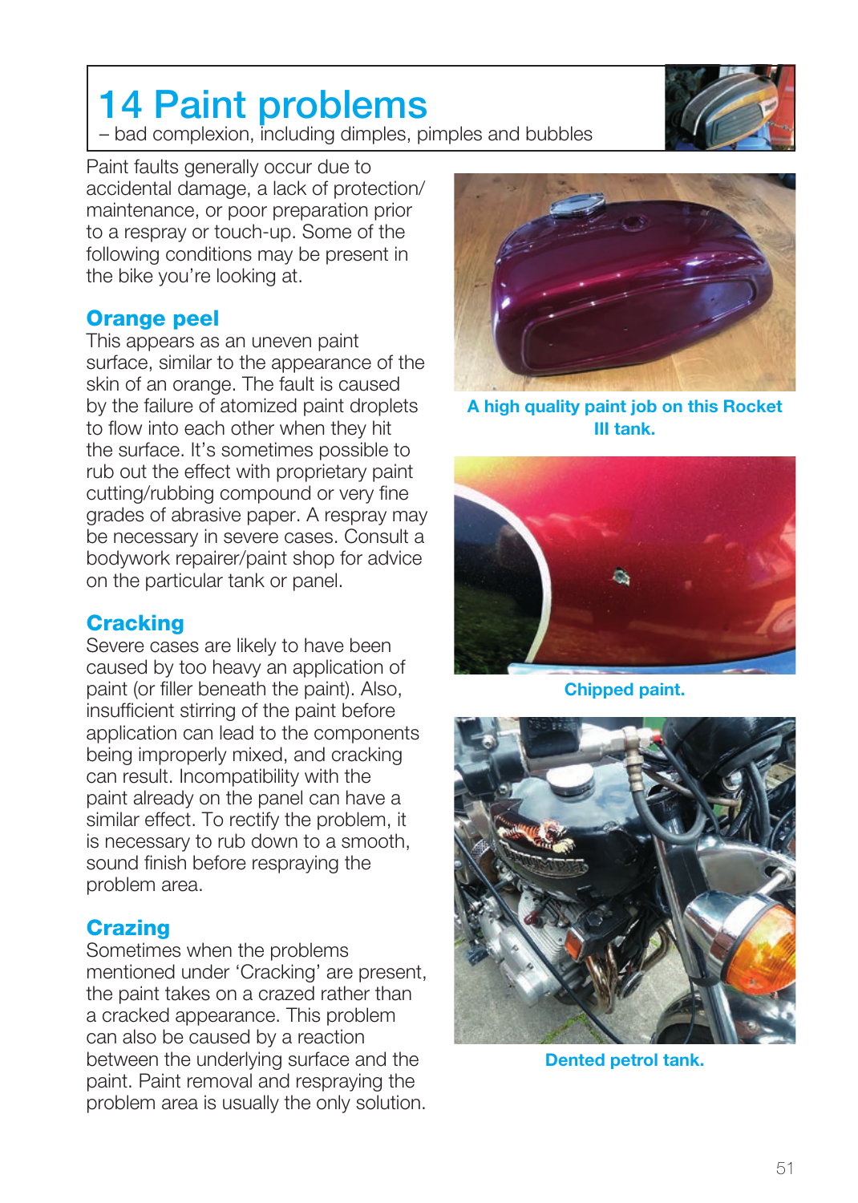# 14 Paint problems

– bad complexion, including dimples, pimples and bubbles

Paint faults generally occur due to accidental damage, a lack of protection/ maintenance, or poor preparation prior to a respray or touch-up. Some of the following conditions may be present in the bike you're looking at.

### Orange peel

This appears as an uneven paint surface, similar to the appearance of the skin of an orange. The fault is caused by the failure of atomized paint droplets to flow into each other when they hit the surface. It's sometimes possible to rub out the effect with proprietary paint cutting/rubbing compound or very fine grades of abrasive paper. A respray may be necessary in severe cases. Consult a bodywork repairer/paint shop for advice on the particular tank or panel.

### Cracking

Severe cases are likely to have been caused by too heavy an application of paint (or filler beneath the paint). Also, insufficient stirring of the paint before application can lead to the components being improperly mixed, and cracking can result. Incompatibility with the paint already on the panel can have a similar effect. To rectify the problem, it is necessary to rub down to a smooth, sound finish before respraying the problem area.

### Crazing

Sometimes when the problems mentioned under 'Cracking' are present, the paint takes on a crazed rather than a cracked appearance. This problem can also be caused by a reaction between the underlying surface and the paint. Paint removal and respraying the problem area is usually the only solution.

**A high quality paint job on this Rocket III tank.**

**Chipped paint.**

**Dented petrol tank.**